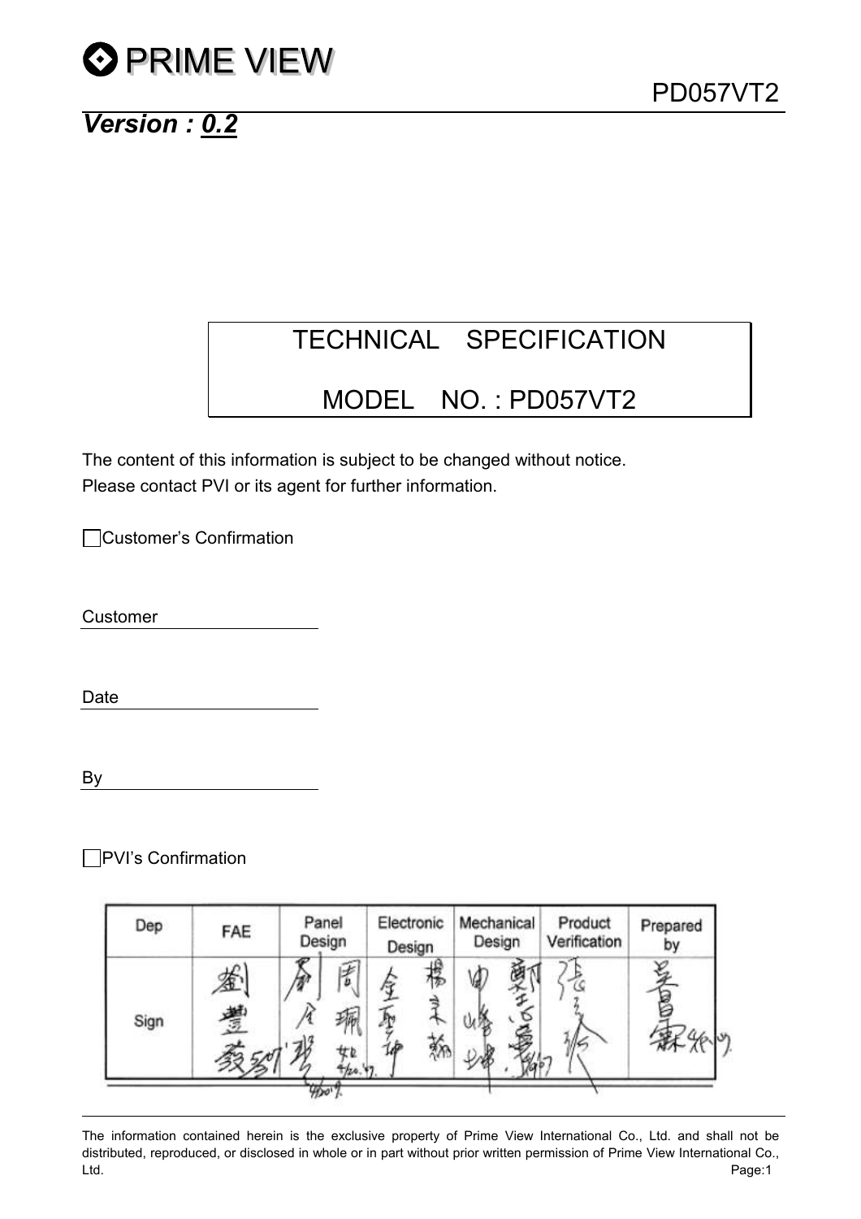PRIME VIEW

PD057VT2

***Version : 0.2***

TECHNICAL SPECIFICATION

MODEL NO. : PD057VT2

The content of this information is subject to be changed without notice.
Please contact PVI or its agent for further information.

☐ Customer's Confirmation

Customer \_\_\_\_\_\_\_\_\_\_\_\_\_\_\_\_

Date \_\_\_\_\_\_\_\_\_\_\_\_\_\_\_\_

By \_\_\_\_\_\_\_\_\_\_\_\_\_\_\_\_

☐ PVI's Confirmation

| Dep | FAE | Panel Design | Electronic Design | Mechanical Design | Product Verification | Prepared by |
|---|---|---|---|---|---|---|
| Sign | | | | | | |

The information contained herein is the exclusive property of Prime View International Co., Ltd. and shall not be distributed, reproduced, or disclosed in whole or in part without prior written permission of Prime View International Co., Ltd.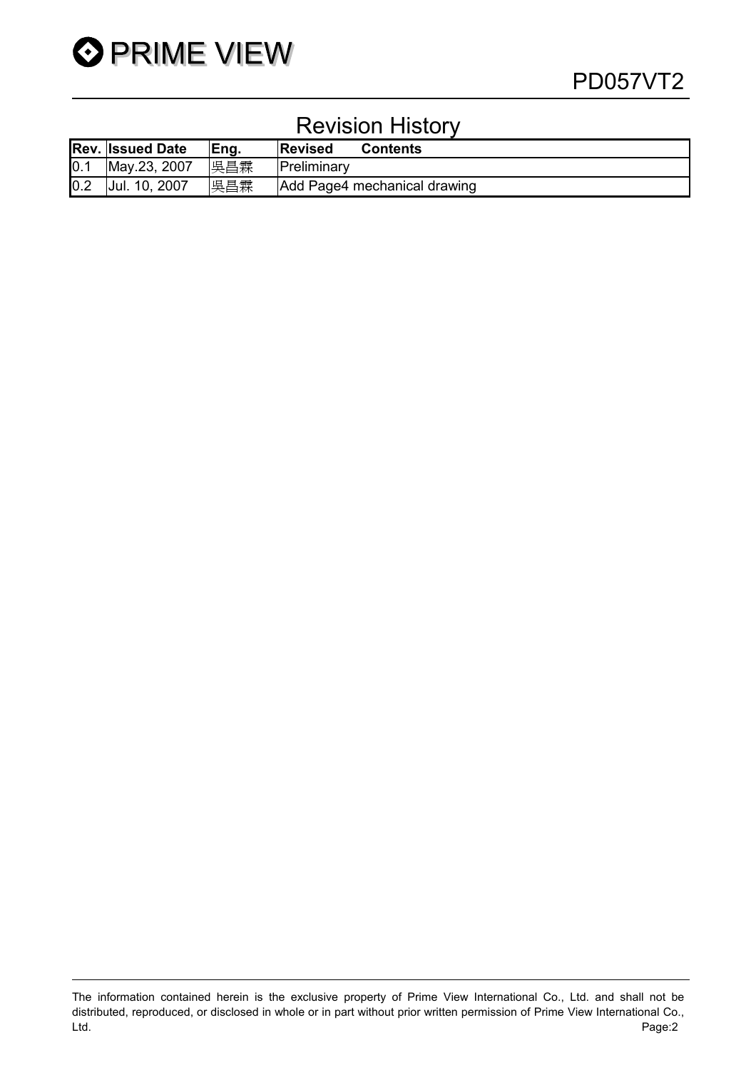# Revision History

| Rev. | Issued Date | Eng. | Revised Contents |
|---|---|---|---|
| 0.1 | May.23, 2007 | 吳昌霖 | Preliminary |
| 0.2 | Jul. 10, 2007 | 吳昌霖 | Add Page4 mechanical drawing |

The information contained herein is the exclusive property of Prime View International Co., Ltd. and shall not be distributed, reproduced, or disclosed in whole or in part without prior written permission of Prime View International Co., Ltd.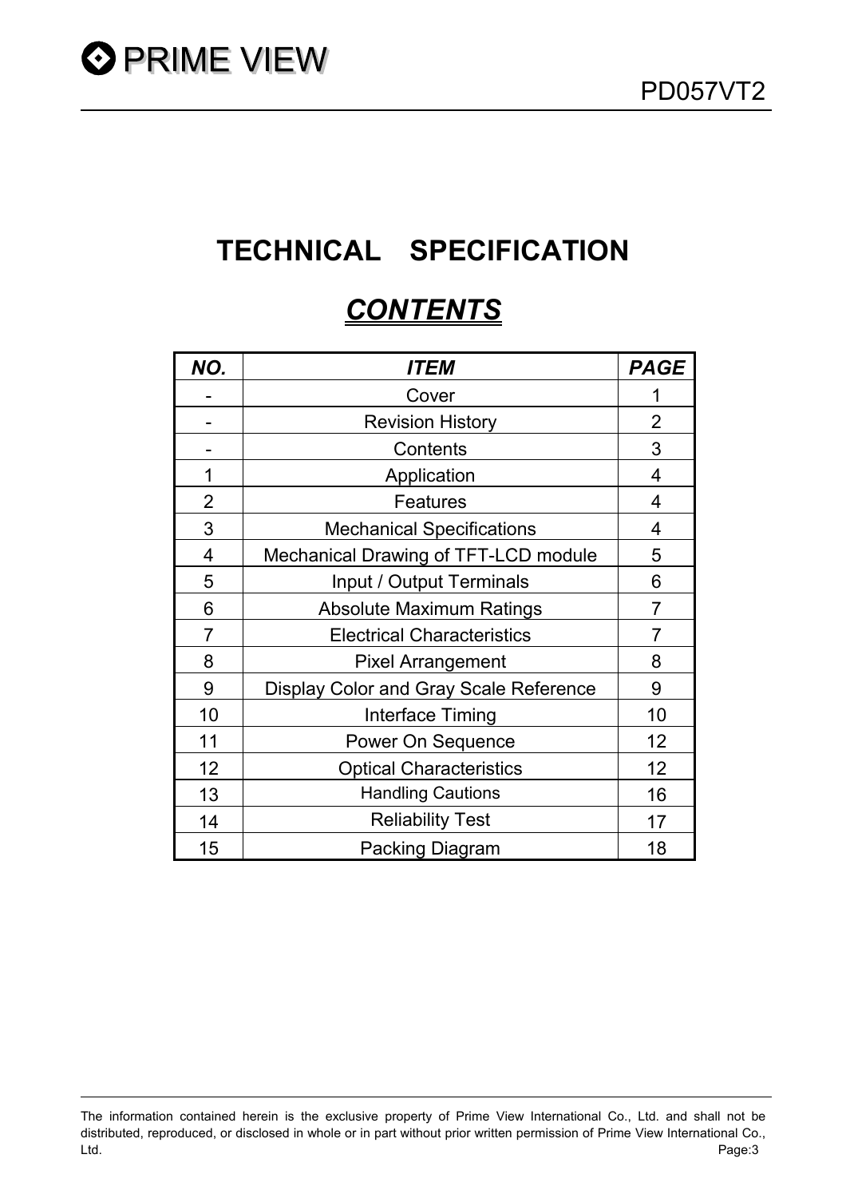# TECHNICAL SPECIFICATION

## *CONTENTS*

| *NO.* | *ITEM* | *PAGE* |
|---|---|---|
| - | Cover | 1 |
| - | Revision History | 2 |
| - | Contents | 3 |
| 1 | Application | 4 |
| 2 | Features | 4 |
| 3 | Mechanical Specifications | 4 |
| 4 | Mechanical Drawing of TFT-LCD module | 5 |
| 5 | Input / Output Terminals | 6 |
| 6 | Absolute Maximum Ratings | 7 |
| 7 | Electrical Characteristics | 7 |
| 8 | Pixel Arrangement | 8 |
| 9 | Display Color and Gray Scale Reference | 9 |
| 10 | Interface Timing | 10 |
| 11 | Power On Sequence | 12 |
| 12 | Optical Characteristics | 12 |
| 13 | Handling Cautions | 16 |
| 14 | Reliability Test | 17 |
| 15 | Packing Diagram | 18 |

The information contained herein is the exclusive property of Prime View International Co., Ltd. and shall not be distributed, reproduced, or disclosed in whole or in part without prior written permission of Prime View International Co., Ltd.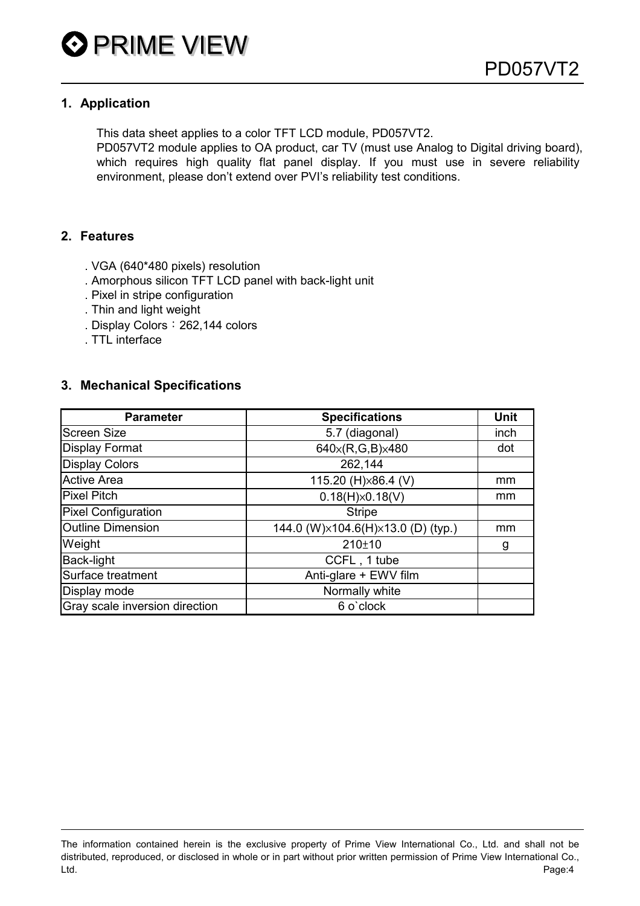## 1. Application

This data sheet applies to a color TFT LCD module, PD057VT2.
PD057VT2 module applies to OA product, car TV (must use Analog to Digital driving board), which requires high quality flat panel display. If you must use in severe reliability environment, please don't extend over PVI's reliability test conditions.

## 2. Features

. VGA (640*480 pixels) resolution
. Amorphous silicon TFT LCD panel with back-light unit
. Pixel in stripe configuration
. Thin and light weight
. Display Colors：262,144 colors
. TTL interface

## 3. Mechanical Specifications

| Parameter | Specifications | Unit |
|---|---|---|
| Screen Size | 5.7 (diagonal) | inch |
| Display Format | 640×(R,G,B)×480 | dot |
| Display Colors | 262,144 | |
| Active Area | 115.20 (H)×86.4 (V) | mm |
| Pixel Pitch | 0.18(H)×0.18(V) | mm |
| Pixel Configuration | Stripe | |
| Outline Dimension | 144.0 (W)×104.6(H)×13.0 (D) (typ.) | mm |
| Weight | 210±10 | g |
| Back-light | CCFL , 1 tube | |
| Surface treatment | Anti-glare + EWV film | |
| Display mode | Normally white | |
| Gray scale inversion direction | 6 o`clock | |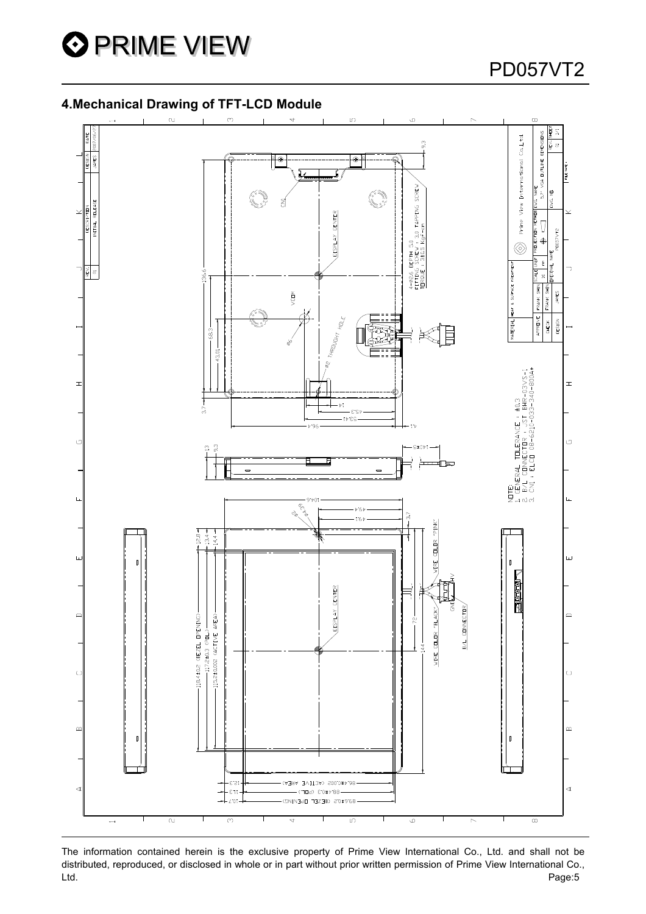## 4.Mechanical Drawing of TFT-LCD Module

NOTE:
1. GENERAL TOLERANCE : ±0.3
2. B/L CONNECTOR : JST BHR-03VS-1
3. CN1 : ELCO 08-6210-033-340-800A+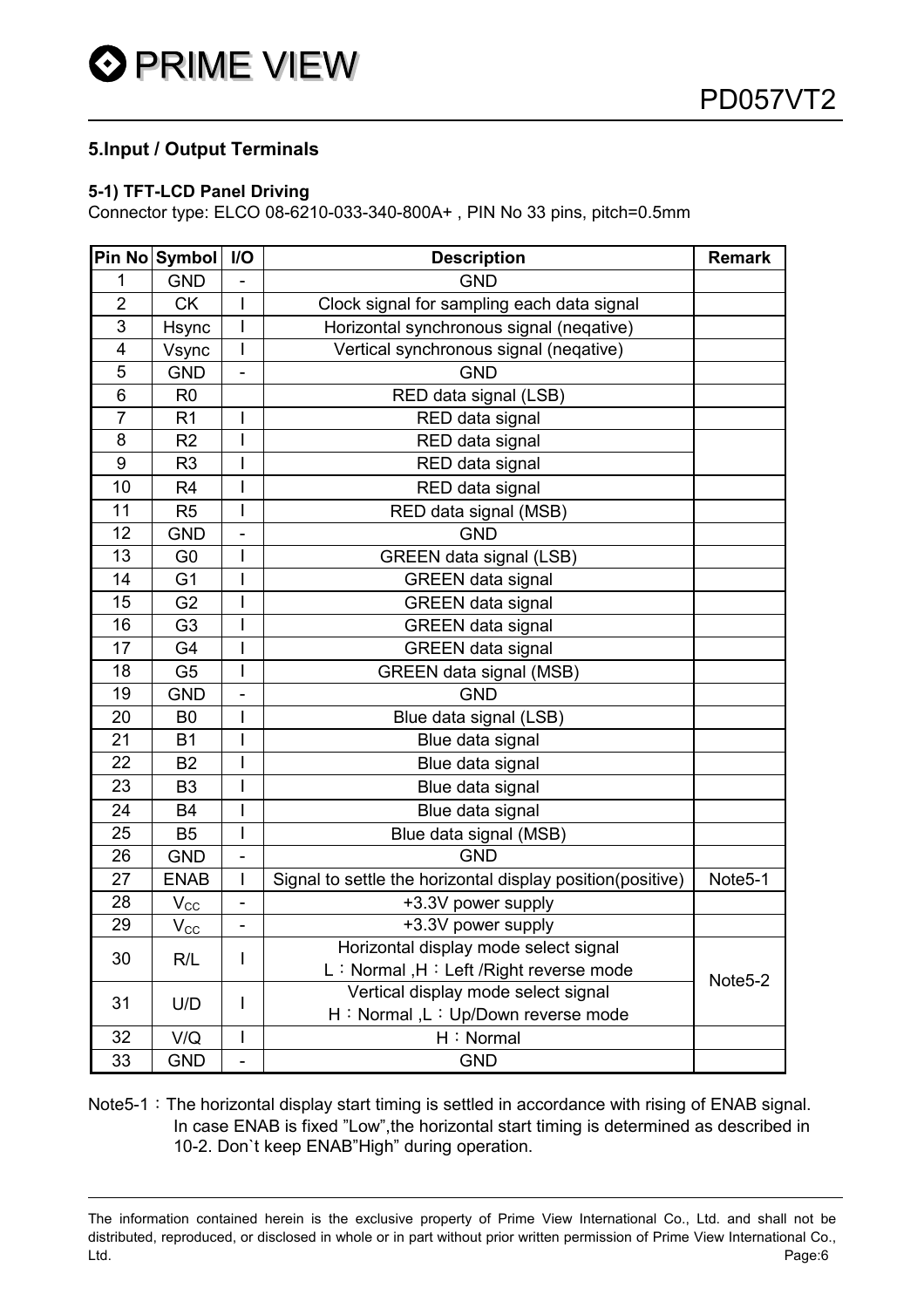## 5.Input / Output Terminals

### 5-1) TFT-LCD Panel Driving

Connector type: ELCO 08-6210-033-340-800A+ , PIN No 33 pins, pitch=0.5mm

| Pin No | Symbol | I/O | Description | Remark |
|---|---|---|---|---|
| 1 | GND | - | GND | |
| 2 | CK | I | Clock signal for sampling each data signal | |
| 3 | Hsync | I | Horizontal synchronous signal (neqative) | |
| 4 | Vsync | I | Vertical synchronous signal (neqative) | |
| 5 | GND | - | GND | |
| 6 | R0 | | RED data signal (LSB) | |
| 7 | R1 | I | RED data signal | |
| 8 | R2 | I | RED data signal | |
| 9 | R3 | I | RED data signal | |
| 10 | R4 | I | RED data signal | |
| 11 | R5 | I | RED data signal (MSB) | |
| 12 | GND | - | GND | |
| 13 | G0 | I | GREEN data signal (LSB) | |
| 14 | G1 | I | GREEN data signal | |
| 15 | G2 | I | GREEN data signal | |
| 16 | G3 | I | GREEN data signal | |
| 17 | G4 | I | GREEN data signal | |
| 18 | G5 | I | GREEN data signal (MSB) | |
| 19 | GND | - | GND | |
| 20 | B0 | I | Blue data signal (LSB) | |
| 21 | B1 | I | Blue data signal | |
| 22 | B2 | I | Blue data signal | |
| 23 | B3 | I | Blue data signal | |
| 24 | B4 | I | Blue data signal | |
| 25 | B5 | I | Blue data signal (MSB) | |
| 26 | GND | - | GND | |
| 27 | ENAB | I | Signal to settle the horizontal display position(positive) | Note5-1 |
| 28 | $V_{CC}$ | - | +3.3V power supply | |
| 29 | $V_{CC}$ | - | +3.3V power supply | |
| 30 | R/L | I | Horizontal display mode select signal<br>L：Normal ,H：Left /Right reverse mode | Note5-2 |
| 31 | U/D | I | Vertical display mode select signal<br>H：Normal ,L：Up/Down reverse mode | Note5-2 |
| 32 | V/Q | I | H：Normal | |
| 33 | GND | - | GND | |

Note5-1：The horizontal display start timing is settled in accordance with rising of ENAB signal. In case ENAB is fixed "Low",the horizontal start timing is determined as described in 10-2. Don`t keep ENAB"High" during operation.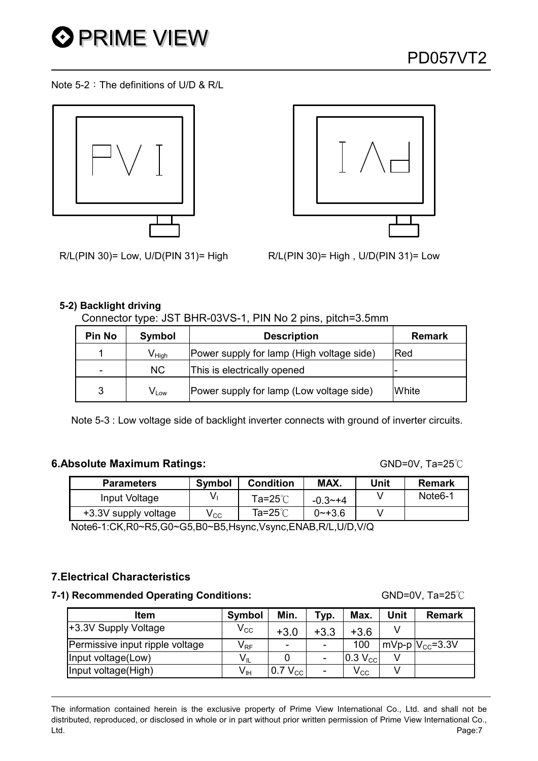Note 5-2：The definitions of U/D & R/L

R/L(PIN 30)= Low, U/D(PIN 31)= High

R/L(PIN 30)= High , U/D(PIN 31)= Low

**5-2) Backlight driving**

Connector type: JST BHR-03VS-1, PIN No 2 pins, pitch=3.5mm

| Pin No | Symbol | Description | Remark |
|---|---|---|---|
| 1 | $V_{High}$ | Power supply for lamp (High voltage side) | Red |
| - | NC | This is electrically opened | - |
| 3 | $V_{Low}$ | Power supply for lamp (Low voltage side) | White |

Note 5-3 : Low voltage side of backlight inverter connects with ground of inverter circuits.

## 6.Absolute Maximum Ratings:

GND=0V, Ta=25℃

| Parameters | Symbol | Condition | MAX. | Unit | Remark |
|---|---|---|---|---|---|
| Input Voltage | $V_I$ | Ta=25℃ | -0.3~+4 | V | Note6-1 |
| +3.3V supply voltage | $V_{CC}$ | Ta=25℃ | 0~+3.6 | V | |

Note6-1:CK,R0~R5,G0~G5,B0~B5,Hsync,Vsync,ENAB,R/L,U/D,V/Q

## 7.Electrical Characteristics

### 7-1) Recommended Operating Conditions:

GND=0V, Ta=25℃

| Item | Symbol | Min. | Typ. | Max. | Unit | Remark |
|---|---|---|---|---|---|---|
| +3.3V Supply Voltage | $V_{CC}$ | +3.0 | +3.3 | +3.6 | V | |
| Permissive input ripple voltage | $V_{RF}$ | - | - | 100 | mVp-p | $V_{CC}$=3.3V |
| Input voltage(Low) | $V_{IL}$ | 0 | - | 0.3 $V_{CC}$ | V | |
| Input voltage(High) | $V_{IH}$ | 0.7 $V_{CC}$ | - | $V_{CC}$ | V | |

The information contained herein is the exclusive property of Prime View International Co., Ltd. and shall not be distributed, reproduced, or disclosed in whole or in part without prior written permission of Prime View International Co., Ltd.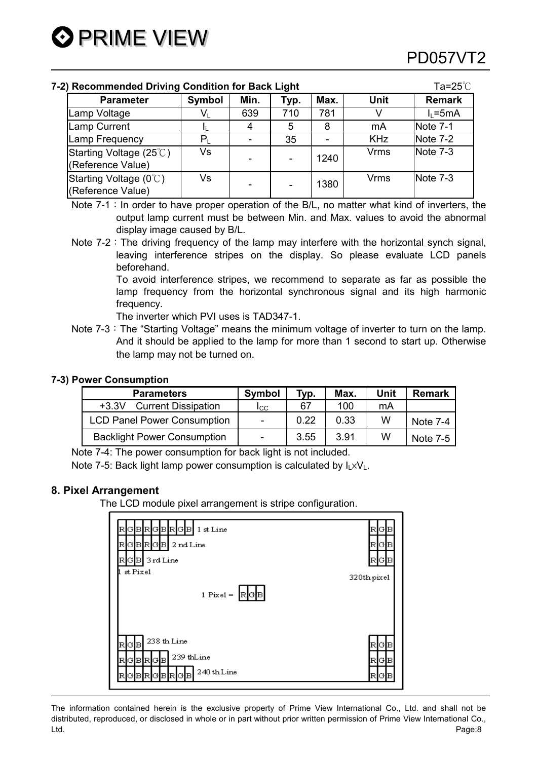### 7-2) Recommended Driving Condition for Back Light

Ta=25℃

| Parameter | Symbol | Min. | Typ. | Max. | Unit | Remark |
|---|---|---|---|---|---|---|
| Lamp Voltage | $V_L$ | 639 | 710 | 781 | V | $I_L$=5mA |
| Lamp Current | $I_L$ | 4 | 5 | 8 | mA | Note 7-1 |
| Lamp Frequency | $P_L$ | - | 35 | - | KHz | Note 7-2 |
| Starting Voltage (25℃) (Reference Value) | Vs | - | - | 1240 | Vrms | Note 7-3 |
| Starting Voltage (0℃) (Reference Value) | Vs | - | - | 1380 | Vrms | Note 7-3 |

Note 7-1：In order to have proper operation of the B/L, no matter what kind of inverters, the output lamp current must be between Min. and Max. values to avoid the abnormal display image caused by B/L.

Note 7-2：The driving frequency of the lamp may interfere with the horizontal synch signal, leaving interference stripes on the display. So please evaluate LCD panels beforehand.
To avoid interference stripes, we recommend to separate as far as possible the lamp frequency from the horizontal synchronous signal and its high harmonic frequency.
The inverter which PVI uses is TAD347-1.

Note 7-3：The "Starting Voltage" means the minimum voltage of inverter to turn on the lamp. And it should be applied to the lamp for more than 1 second to start up. Otherwise the lamp may not be turned on.

### 7-3) Power Consumption

| Parameters | Symbol | Typ. | Max. | Unit | Remark |
|---|---|---|---|---|---|
| +3.3V Current Dissipation | $I_{CC}$ | 67 | 100 | mA | |
| LCD Panel Power Consumption | - | 0.22 | 0.33 | W | Note 7-4 |
| Backlight Power Consumption | - | 3.55 | 3.91 | W | Note 7-5 |

Note 7-4: The power consumption for back light is not included.

Note 7-5: Back light lamp power consumption is calculated by $I_L \times V_L$.

## 8. Pixel Arrangement

The LCD module pixel arrangement is stripe configuration.

RGBRGBRGB 1 st Line … RGB
RGBRGB 2 nd Line … RGB
RGB 3 rd Line … RGB
1 st Pixel … 320th pixel

1 Pixel = RGB

RGB 238 th Line … RGB
RGBRGB 239 thLine … RGB
RGBRGBRGB 240 th Line … RGB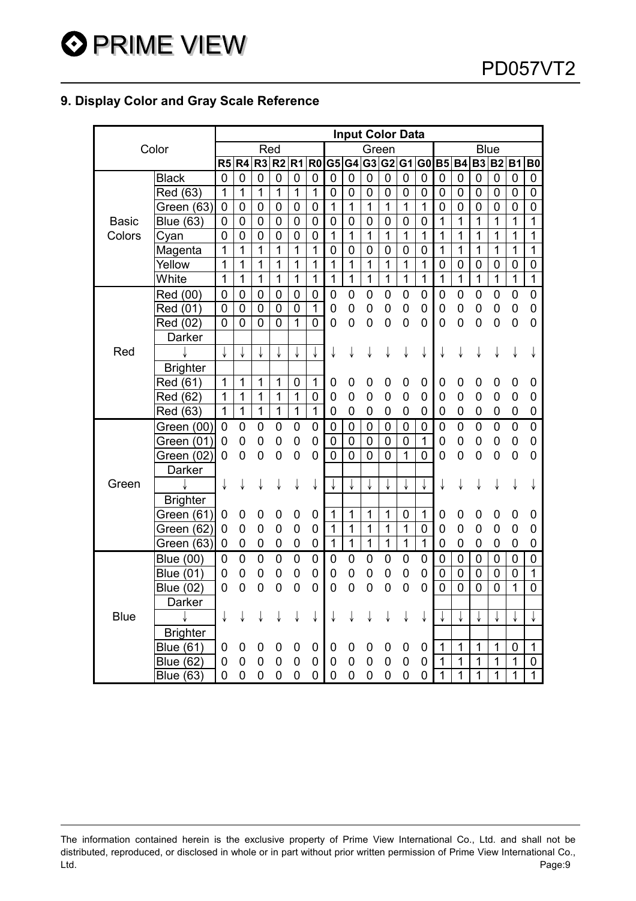## 9. Display Color and Gray Scale Reference

| Color | | Input Color Data | | | | | | | | | | | | | | | | | |
|---|---|---|---|---|---|---|---|---|---|---|---|---|---|---|---|---|---|---|---|
| | | Red | | | | | | Green | | | | | | Blue | | | | | |
| | | R5 | R4 | R3 | R2 | R1 | R0 | G5 | G4 | G3 | G2 | G1 | G0 | B5 | B4 | B3 | B2 | B1 | B0 |
| Basic Colors | Black | 0 | 0 | 0 | 0 | 0 | 0 | 0 | 0 | 0 | 0 | 0 | 0 | 0 | 0 | 0 | 0 | 0 | 0 |
| | Red (63) | 1 | 1 | 1 | 1 | 1 | 1 | 0 | 0 | 0 | 0 | 0 | 0 | 0 | 0 | 0 | 0 | 0 | 0 |
| | Green (63) | 0 | 0 | 0 | 0 | 0 | 0 | 1 | 1 | 1 | 1 | 1 | 1 | 0 | 0 | 0 | 0 | 0 | 0 |
| | Blue (63) | 0 | 0 | 0 | 0 | 0 | 0 | 0 | 0 | 0 | 0 | 0 | 0 | 1 | 1 | 1 | 1 | 1 | 1 |
| | Cyan | 0 | 0 | 0 | 0 | 0 | 0 | 1 | 1 | 1 | 1 | 1 | 1 | 1 | 1 | 1 | 1 | 1 | 1 |
| | Magenta | 1 | 1 | 1 | 1 | 1 | 1 | 0 | 0 | 0 | 0 | 0 | 0 | 1 | 1 | 1 | 1 | 1 | 1 |
| | Yellow | 1 | 1 | 1 | 1 | 1 | 1 | 1 | 1 | 1 | 1 | 1 | 1 | 0 | 0 | 0 | 0 | 0 | 0 |
| | White | 1 | 1 | 1 | 1 | 1 | 1 | 1 | 1 | 1 | 1 | 1 | 1 | 1 | 1 | 1 | 1 | 1 | 1 |
| Red | Red (00) | 0 | 0 | 0 | 0 | 0 | 0 | 0 | 0 | 0 | 0 | 0 | 0 | 0 | 0 | 0 | 0 | 0 | 0 |
| | Red (01) | 0 | 0 | 0 | 0 | 0 | 1 | 0 | 0 | 0 | 0 | 0 | 0 | 0 | 0 | 0 | 0 | 0 | 0 |
| | Red (02) | 0 | 0 | 0 | 0 | 1 | 0 | 0 | 0 | 0 | 0 | 0 | 0 | 0 | 0 | 0 | 0 | 0 | 0 |
| | Darker | | | | | | | | | | | | | | | | | | |
| | ↓ | ↓ | ↓ | ↓ | ↓ | ↓ | ↓ | ↓ | ↓ | ↓ | ↓ | ↓ | ↓ | ↓ | ↓ | ↓ | ↓ | ↓ | ↓ |
| | Brighter | | | | | | | | | | | | | | | | | | |
| | Red (61) | 1 | 1 | 1 | 1 | 0 | 1 | 0 | 0 | 0 | 0 | 0 | 0 | 0 | 0 | 0 | 0 | 0 | 0 |
| | Red (62) | 1 | 1 | 1 | 1 | 1 | 0 | 0 | 0 | 0 | 0 | 0 | 0 | 0 | 0 | 0 | 0 | 0 | 0 |
| | Red (63) | 1 | 1 | 1 | 1 | 1 | 1 | 0 | 0 | 0 | 0 | 0 | 0 | 0 | 0 | 0 | 0 | 0 | 0 |
| Green | Green (00) | 0 | 0 | 0 | 0 | 0 | 0 | 0 | 0 | 0 | 0 | 0 | 0 | 0 | 0 | 0 | 0 | 0 | 0 |
| | Green (01) | 0 | 0 | 0 | 0 | 0 | 0 | 0 | 0 | 0 | 0 | 0 | 1 | 0 | 0 | 0 | 0 | 0 | 0 |
| | Green (02) | 0 | 0 | 0 | 0 | 0 | 0 | 0 | 0 | 0 | 0 | 1 | 0 | 0 | 0 | 0 | 0 | 0 | 0 |
| | Darker | | | | | | | | | | | | | | | | | | |
| | ↓ | ↓ | ↓ | ↓ | ↓ | ↓ | ↓ | ↓ | ↓ | ↓ | ↓ | ↓ | ↓ | ↓ | ↓ | ↓ | ↓ | ↓ | ↓ |
| | Brighter | | | | | | | | | | | | | | | | | | |
| | Green (61) | 0 | 0 | 0 | 0 | 0 | 0 | 1 | 1 | 1 | 1 | 0 | 1 | 0 | 0 | 0 | 0 | 0 | 0 |
| | Green (62) | 0 | 0 | 0 | 0 | 0 | 0 | 1 | 1 | 1 | 1 | 1 | 0 | 0 | 0 | 0 | 0 | 0 | 0 |
| | Green (63) | 0 | 0 | 0 | 0 | 0 | 0 | 1 | 1 | 1 | 1 | 1 | 1 | 0 | 0 | 0 | 0 | 0 | 0 |
| Blue | Blue (00) | 0 | 0 | 0 | 0 | 0 | 0 | 0 | 0 | 0 | 0 | 0 | 0 | 0 | 0 | 0 | 0 | 0 | 0 |
| | Blue (01) | 0 | 0 | 0 | 0 | 0 | 0 | 0 | 0 | 0 | 0 | 0 | 0 | 0 | 0 | 0 | 0 | 0 | 1 |
| | Blue (02) | 0 | 0 | 0 | 0 | 0 | 0 | 0 | 0 | 0 | 0 | 0 | 0 | 0 | 0 | 0 | 0 | 1 | 0 |
| | Darker | | | | | | | | | | | | | | | | | | |
| | ↓ | ↓ | ↓ | ↓ | ↓ | ↓ | ↓ | ↓ | ↓ | ↓ | ↓ | ↓ | ↓ | ↓ | ↓ | ↓ | ↓ | ↓ | ↓ |
| | Brighter | | | | | | | | | | | | | | | | | | |
| | Blue (61) | 0 | 0 | 0 | 0 | 0 | 0 | 0 | 0 | 0 | 0 | 0 | 0 | 1 | 1 | 1 | 1 | 0 | 1 |
| | Blue (62) | 0 | 0 | 0 | 0 | 0 | 0 | 0 | 0 | 0 | 0 | 0 | 0 | 1 | 1 | 1 | 1 | 1 | 0 |
| | Blue (63) | 0 | 0 | 0 | 0 | 0 | 0 | 0 | 0 | 0 | 0 | 0 | 0 | 1 | 1 | 1 | 1 | 1 | 1 |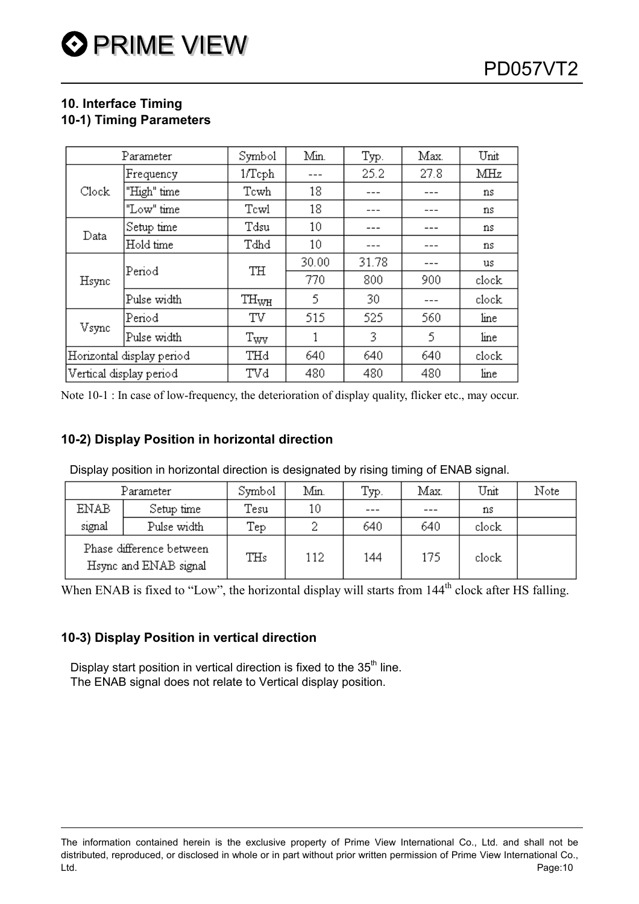## 10. Interface Timing

### 10-1) Timing Parameters

| Parameter | | Symbol | Min. | Typ. | Max. | Unit |
|---|---|---|---|---|---|---|
| Clock | Frequency | 1/Tcph | --- | 25.2 | 27.8 | MHz |
| | "High" time | Tcwh | 18 | --- | --- | ns |
| | "Low" time | Tcwl | 18 | --- | --- | ns |
| Data | Setup time | Tdsu | 10 | --- | --- | ns |
| | Hold time | Tdhd | 10 | --- | --- | ns |
| Hsync | Period | TH | 30.00 | 31.78 | --- | us |
| | | | 770 | 800 | 900 | clock |
| | Pulse width | $TH_{WH}$ | 5 | 30 | --- | clock |
| Vsync | Period | TV | 515 | 525 | 560 | line |
| | Pulse width | $T_{WV}$ | 1 | 3 | 5 | line |
| Horizontal display period | | THd | 640 | 640 | 640 | clock |
| Vertical display period | | TVd | 480 | 480 | 480 | line |

Note 10-1 : In case of low-frequency, the deterioration of display quality, flicker etc., may occur.

### 10-2) Display Position in horizontal direction

Display position in horizontal direction is designated by rising timing of ENAB signal.

| Parameter | | Symbol | Min. | Typ. | Max. | Unit | Note |
|---|---|---|---|---|---|---|---|
| ENAB signal | Setup time | Tesu | 10 | --- | --- | ns | |
| | Pulse width | Tep | 2 | 640 | 640 | clock | |
| Phase difference between Hsync and ENAB signal | | THs | 112 | 144 | 175 | clock | |

When ENAB is fixed to "Low", the horizontal display will starts from 144th clock after HS falling.

### 10-3) Display Position in vertical direction

Display start position in vertical direction is fixed to the 35th line.
The ENAB signal does not relate to Vertical display position.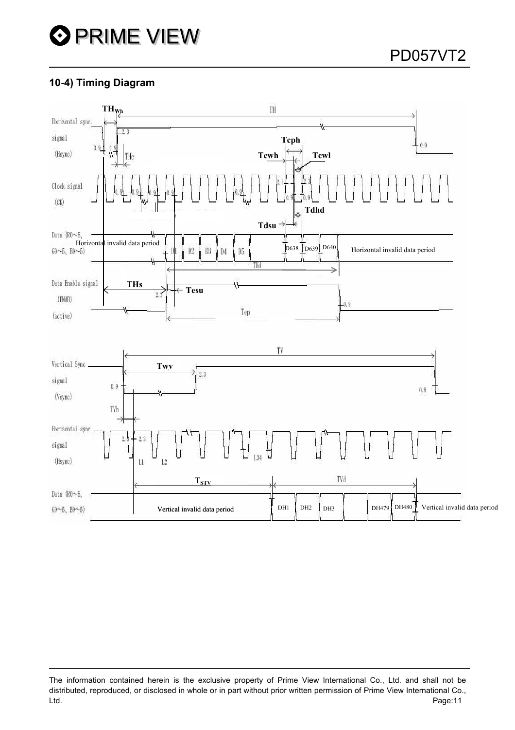## 10-4) Timing Diagram

Horizontal sync. signal (Hsync)

Clock signal (CK)

Data (R0~5, G0~5, B0~5)

Horizontal invalid data period

D1 D2 D3 D4 D5 D638 D639 D640

Horizontal invalid data period

Data Enable signal (ENAB) (active)

$TH_{Wh}$ TH THc Tcph Tcwh Tcwl Tdhd Tdsu THd THs Tesu Tep

Vertical Sync signal (Vsync)

Horizontal sync signal (Hsync)

Data (R0~5, G0~5, B0~5)

TV Twv TVh L1 L2 L34 $T_{STV}$ TVd

Vertical invalid data period

DH1 DH2 DH3 DH479 DH480

Vertical invalid data period

The information contained herein is the exclusive property of Prime View International Co., Ltd. and shall not be distributed, reproduced, or disclosed in whole or in part without prior written permission of Prime View International Co., Ltd.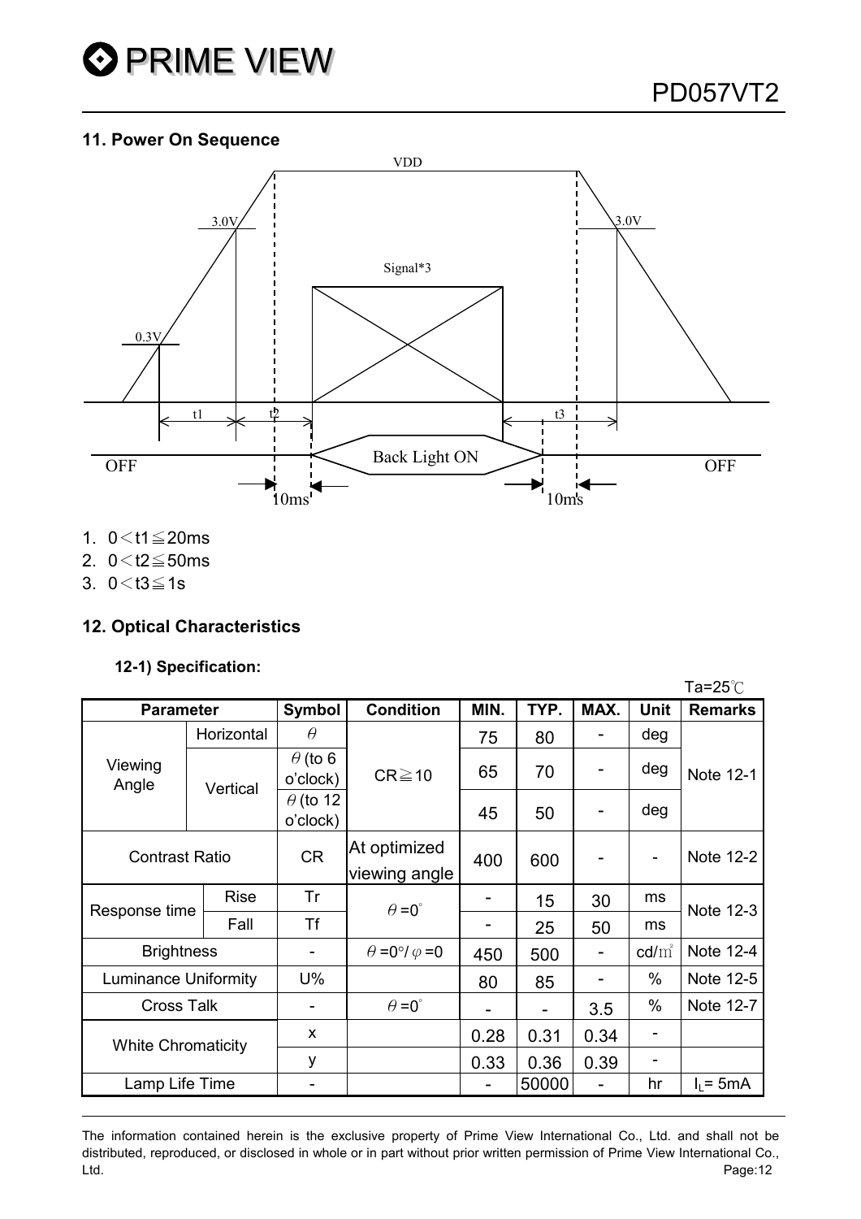## 11. Power On Sequence

VDD

3.0V 3.0V

Signal*3

0.3V

t1 t2 t3

OFF Back Light ON OFF

10ms 10ms

1. 0＜t1≦20ms
2. 0＜t2≦50ms
3. 0＜t3≦1s

## 12. Optical Characteristics

### 12-1) Specification:

Ta=25℃

| Parameter | | Symbol | Condition | MIN. | TYP. | MAX. | Unit | Remarks |
|---|---|---|---|---|---|---|---|---|
| Viewing Angle | Horizontal | θ | CR≧10 | 75 | 80 | - | deg | Note 12-1 |
| | Vertical | θ (to 6 o'clock) | | 65 | 70 | - | deg | |
| | | θ (to 12 o'clock) | | 45 | 50 | - | deg | |
| Contrast Ratio | | CR | At optimized viewing angle | 400 | 600 | - | - | Note 12-2 |
| Response time | Rise | Tr | θ =0° | - | 15 | 30 | ms | Note 12-3 |
| | Fall | Tf | | - | 25 | 50 | ms | |
| Brightness | | - | θ =0°/ φ =0 | 450 | 500 | - | cd/㎡ | Note 12-4 |
| Luminance Uniformity | | U% | | 80 | 85 | - | % | Note 12-5 |
| Cross Talk | | - | θ =0° | - | - | 3.5 | % | Note 12-7 |
| White Chromaticity | | x | | 0.28 | 0.31 | 0.34 | - | |
| | | y | | 0.33 | 0.36 | 0.39 | - | |
| Lamp Life Time | | - | | - | 50000 | - | hr | $I_L$= 5mA |

The information contained herein is the exclusive property of Prime View International Co., Ltd. and shall not be distributed, reproduced, or disclosed in whole or in part without prior written permission of Prime View International Co., Ltd.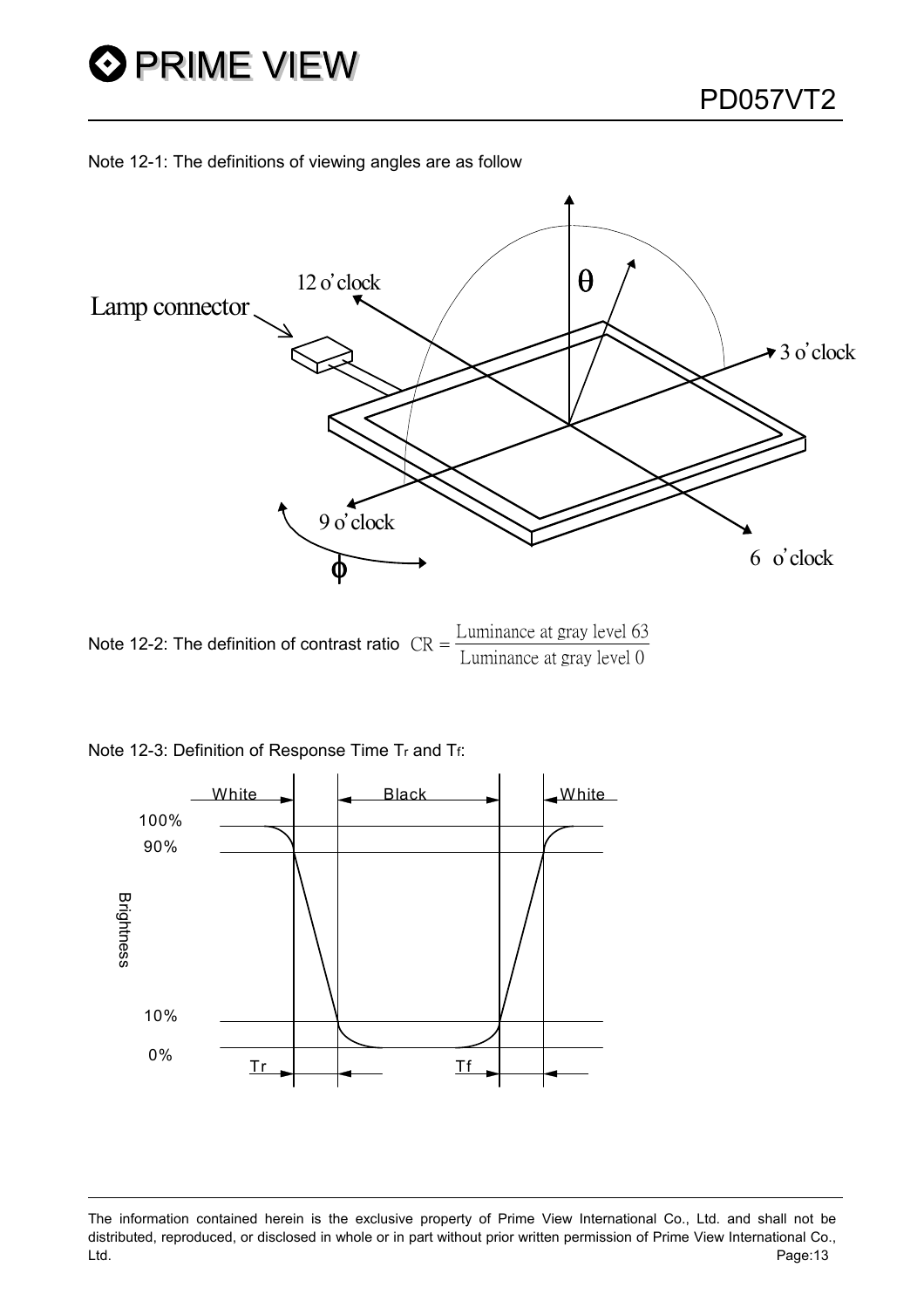Note 12-1: The definitions of viewing angles are as follow

Note 12-2: The definition of contrast ratio $CR = \frac{\text{Luminance at gray level 63}}{\text{Luminance at gray level 0}}$

Note 12-3: Definition of Response Time $T_r$ and $T_f$: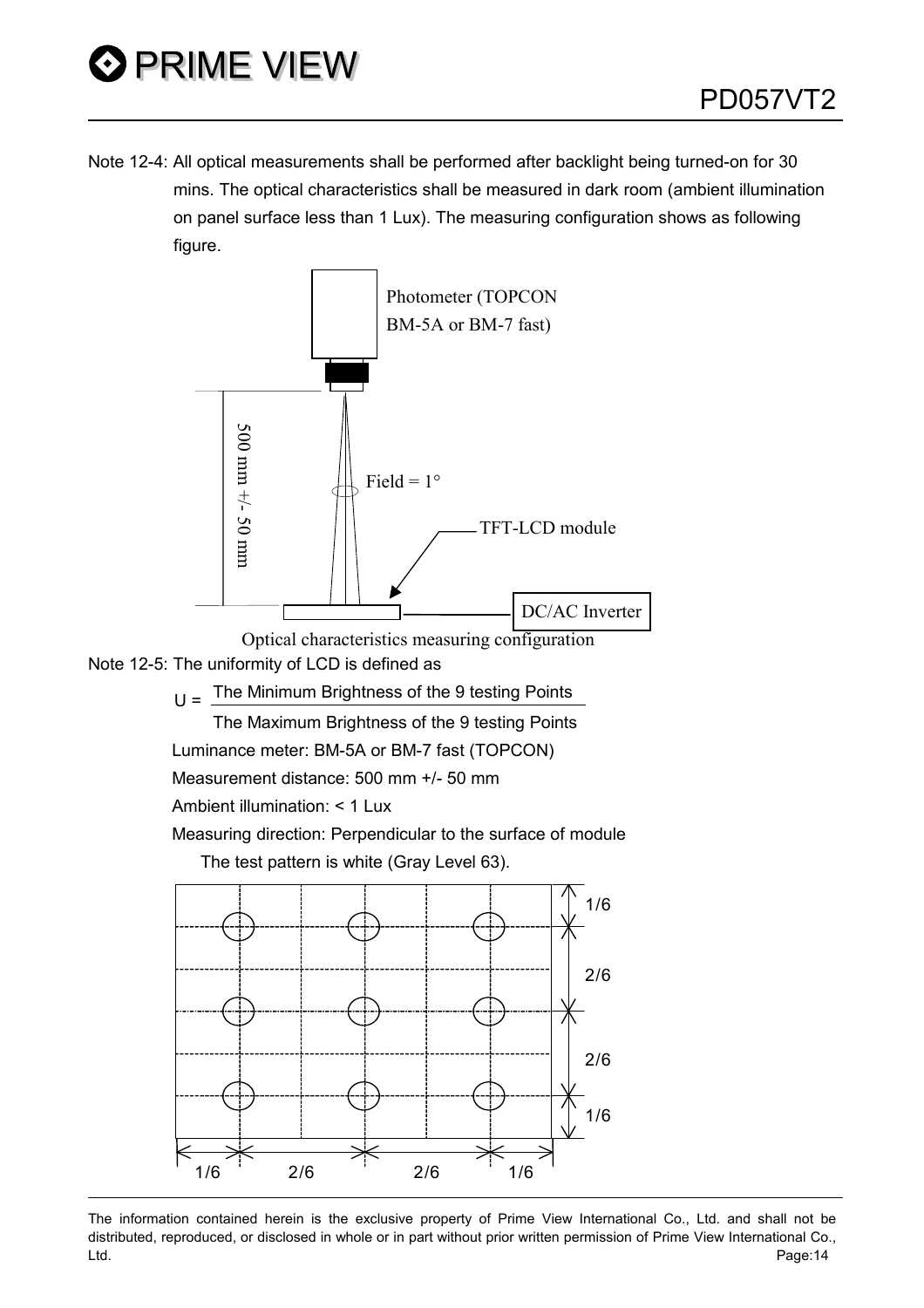Note 12-4: All optical measurements shall be performed after backlight being turned-on for 30 mins. The optical characteristics shall be measured in dark room (ambient illumination on panel surface less than 1 Lux). The measuring configuration shows as following figure.

Photometer (TOPCON BM-5A or BM-7 fast)

500 mm +/- 50 mm

Field = 1°

TFT-LCD module

DC/AC Inverter

Optical characteristics measuring configuration

Note 12-5: The uniformity of LCD is defined as

$$U = \frac{\text{The Minimum Brightness of the 9 testing Points}}{\text{The Maximum Brightness of the 9 testing Points}}$$

Luminance meter: BM-5A or BM-7 fast (TOPCON)

Measurement distance: 500 mm +/- 50 mm

Ambient illumination: < 1 Lux

Measuring direction: Perpendicular to the surface of module

The test pattern is white (Gray Level 63).

1/6 2/6 2/6 1/6

1/6 2/6 2/6 1/6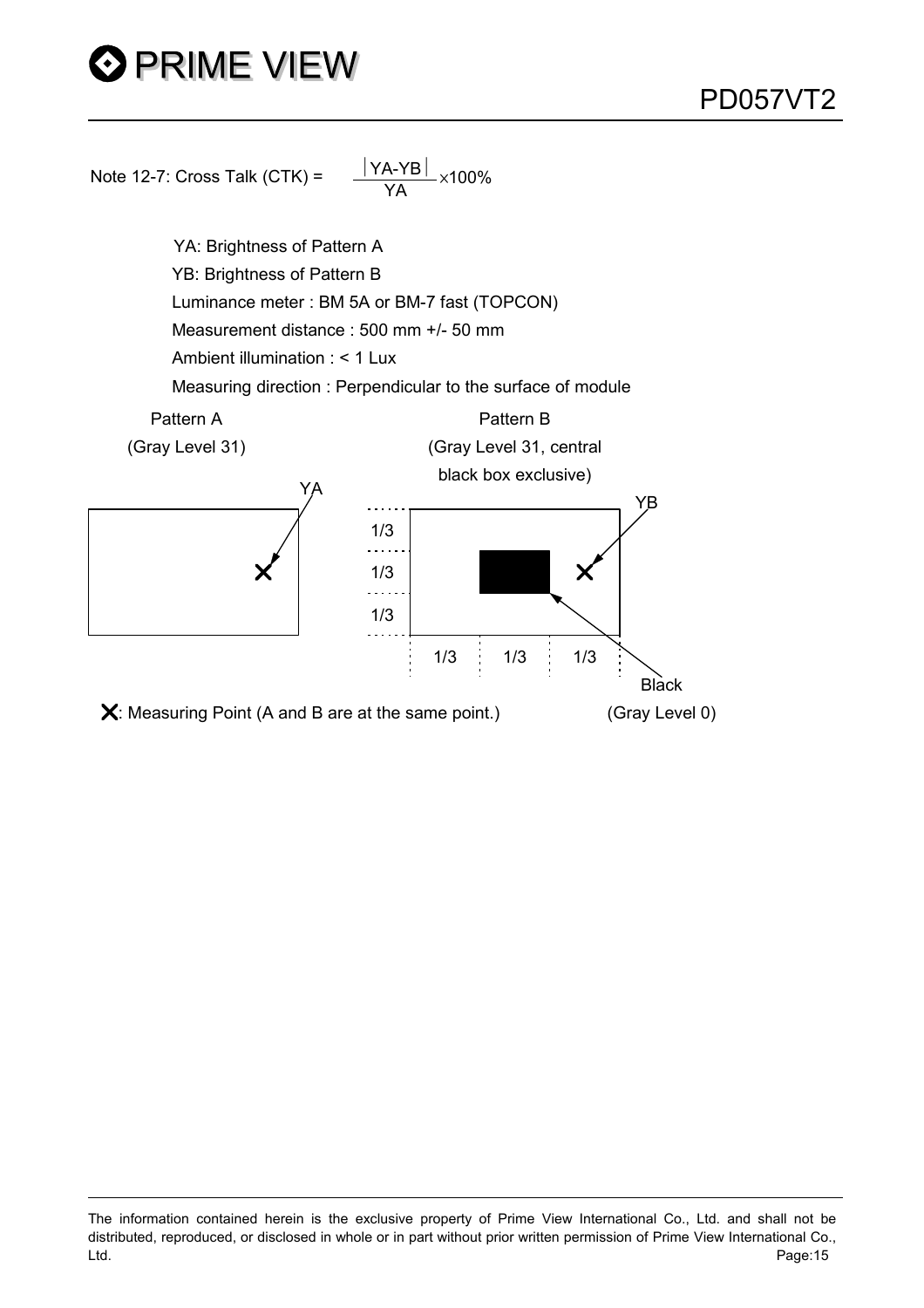Note 12-7: Cross Talk (CTK) = $\frac{|YA-YB|}{YA} \times 100\%$

YA: Brightness of Pattern A

YB: Brightness of Pattern B

Luminance meter : BM 5A or BM-7 fast (TOPCON)

Measurement distance : 500 mm +/- 50 mm

Ambient illumination : < 1 Lux

Measuring direction : Perpendicular to the surface of module

Pattern A
(Gray Level 31)

Pattern B
(Gray Level 31, central black box exclusive)

YA

YB

1/3

1/3

1/3

1/3 1/3 1/3

Black
(Gray Level 0)

✕: Measuring Point (A and B are at the same point.)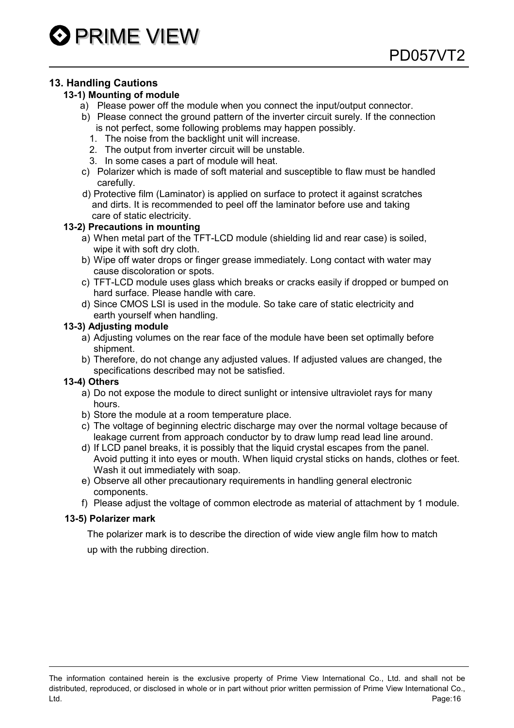## 13. Handling Cautions

### 13-1) Mounting of module

a) Please power off the module when you connect the input/output connector.

b) Please connect the ground pattern of the inverter circuit surely. If the connection is not perfect, some following problems may happen possibly.

1. The noise from the backlight unit will increase.
2. The output from inverter circuit will be unstable.
3. In some cases a part of module will heat.

c) Polarizer which is made of soft material and susceptible to flaw must be handled carefully.

d) Protective film (Laminator) is applied on surface to protect it against scratches and dirts. It is recommended to peel off the laminator before use and taking care of static electricity.

### 13-2) Precautions in mounting

a) When metal part of the TFT-LCD module (shielding lid and rear case) is soiled, wipe it with soft dry cloth.

b) Wipe off water drops or finger grease immediately. Long contact with water may cause discoloration or spots.

c) TFT-LCD module uses glass which breaks or cracks easily if dropped or bumped on hard surface. Please handle with care.

d) Since CMOS LSI is used in the module. So take care of static electricity and earth yourself when handling.

### 13-3) Adjusting module

a) Adjusting volumes on the rear face of the module have been set optimally before shipment.

b) Therefore, do not change any adjusted values. If adjusted values are changed, the specifications described may not be satisfied.

### 13-4) Others

a) Do not expose the module to direct sunlight or intensive ultraviolet rays for many hours.

b) Store the module at a room temperature place.

c) The voltage of beginning electric discharge may over the normal voltage because of leakage current from approach conductor by to draw lump read lead line around.

d) If LCD panel breaks, it is possibly that the liquid crystal escapes from the panel. Avoid putting it into eyes or mouth. When liquid crystal sticks on hands, clothes or feet. Wash it out immediately with soap.

e) Observe all other precautionary requirements in handling general electronic components.

f) Please adjust the voltage of common electrode as material of attachment by 1 module.

### 13-5) Polarizer mark

The polarizer mark is to describe the direction of wide view angle film how to match up with the rubbing direction.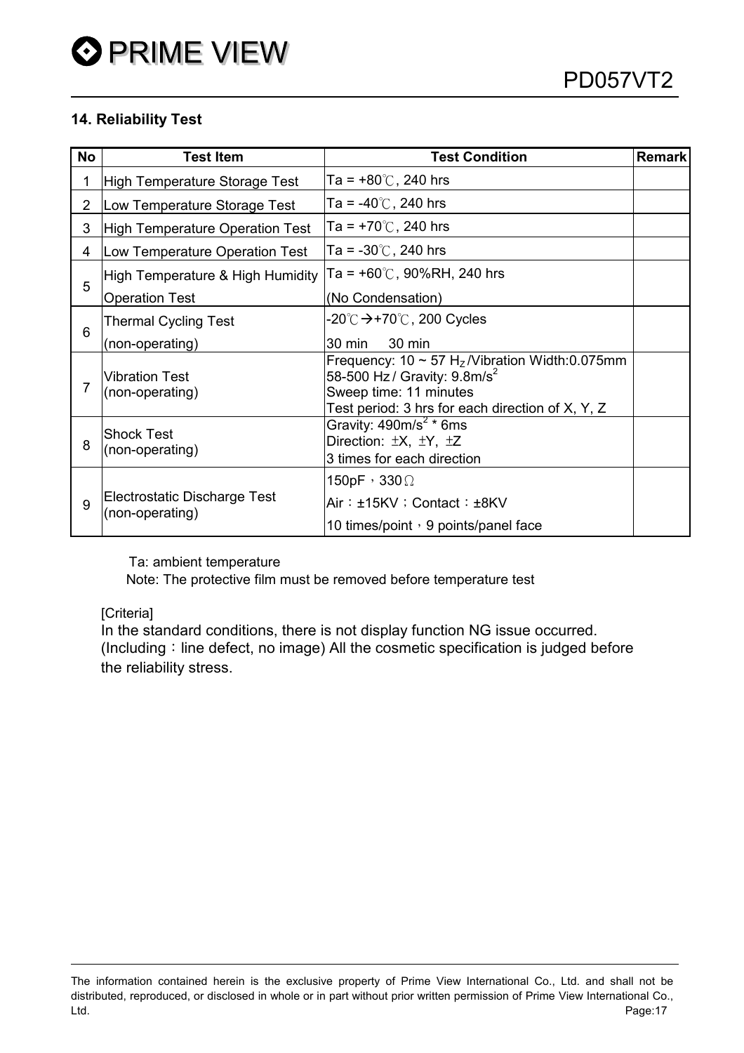## 14. Reliability Test

| No | Test Item | Test Condition | Remark |
|---|---|---|---|
| 1 | High Temperature Storage Test | Ta = +80℃, 240 hrs | |
| 2 | Low Temperature Storage Test | Ta = -40℃, 240 hrs | |
| 3 | High Temperature Operation Test | Ta = +70℃, 240 hrs | |
| 4 | Low Temperature Operation Test | Ta = -30℃, 240 hrs | |
| 5 | High Temperature & High Humidity Operation Test | Ta = +60℃, 90%RH, 240 hrs (No Condensation) | |
| 6 | Thermal Cycling Test (non-operating) | -20℃→+70℃, 200 Cycles<br>30 min 30 min | |
| 7 | Vibration Test (non-operating) | Frequency: 10 ~ 57 $H_Z$/Vibration Width:0.075mm<br>58-500 Hz / Gravity: $9.8m/s^2$<br>Sweep time: 11 minutes<br>Test period: 3 hrs for each direction of X, Y, Z | |
| 8 | Shock Test (non-operating) | Gravity: $490m/s^2$ * 6ms<br>Direction: ±X, ±Y, ±Z<br>3 times for each direction | |
| 9 | Electrostatic Discharge Test (non-operating) | 150pF，330Ω<br>Air：±15KV；Contact：±8KV<br>10 times/point，9 points/panel face | |

Ta: ambient temperature

Note: The protective film must be removed before temperature test

[Criteria]

In the standard conditions, there is not display function NG issue occurred. (Including：line defect, no image) All the cosmetic specification is judged before the reliability stress.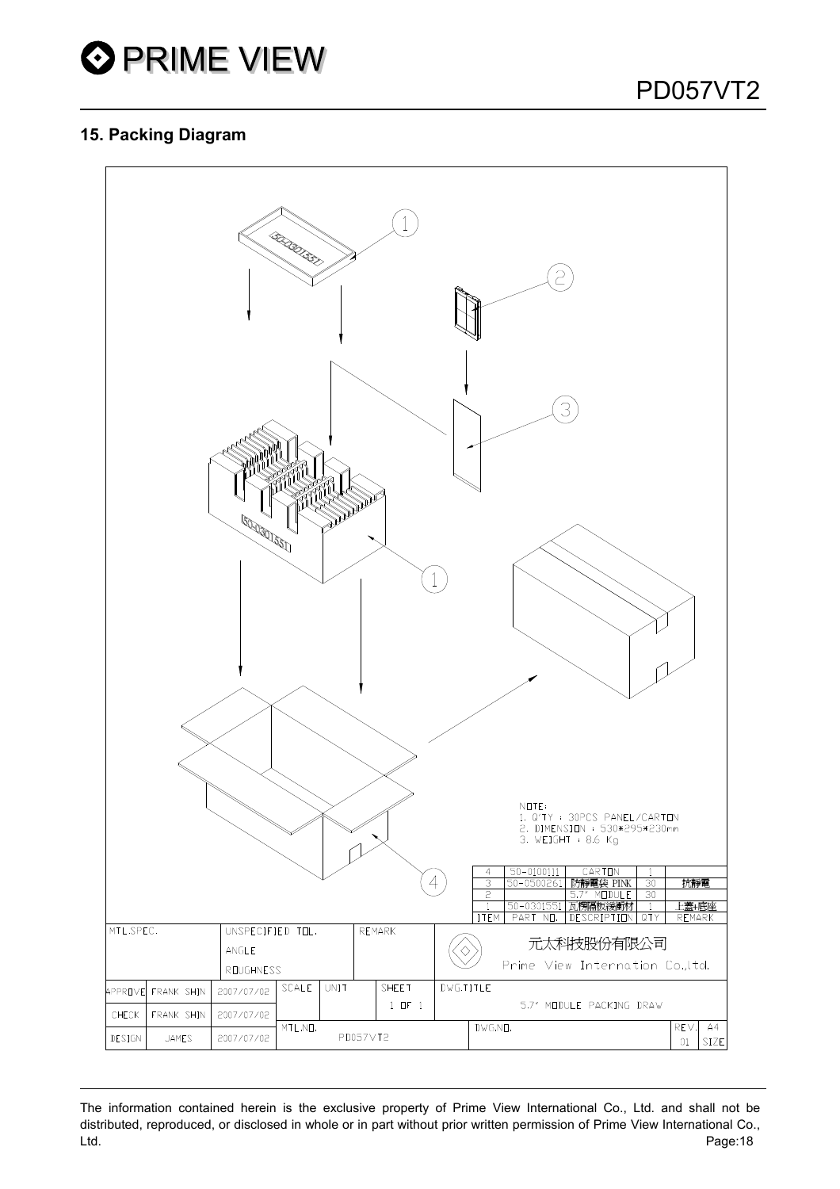## 15. Packing Diagram

1

2

3

1

4

NOTE:
1. Q'TY : 30PCS PANEL/CARTON
2. DIMENSION : 530*295*230mm
3. WEIGHT : 8.6 Kg

| ITEM | PART NO. | DESCRIPTION | QTY | REMARK |
|---|---|---|---|---|
| 4 | 50-0100111 | CARTON | 1 | |
| 3 | 50-0500261 | 防靜電袋 PINK | 30 | 抗靜電 |
| 2 | | 5.7" MODULE | 30 | |
| 1 | 50-0301551 | 瓦楞隔板緩衝材 | 1 | 上蓋+底座 |

| | | | | | | |
|---|---|---|---|---|---|---|
| MTL.SPEC. | | UNSPECIFIED TOL. ANGLE ROUGHNESS | | REMARK | 元太科技股份有限公司 Prime View Internation Co.,ltd. | |
| APPROVE | FRANK SHIN | 2007/07/02 | SCALE | UNIT | SHEET 1 OF 1 | DWG.TITLE 5.7" MODULE PACKING DRAW |
| CHECK | FRANK SHIN | 2007/07/02 | | | | |
| DESIGN | JAMES | 2007/07/02 | MTL.NO. PD057VT2 | | | DWG.NO. REV. 01 A4 SIZE |

The information contained herein is the exclusive property of Prime View International Co., Ltd. and shall not be distributed, reproduced, or disclosed in whole or in part without prior written permission of Prime View International Co., Ltd.